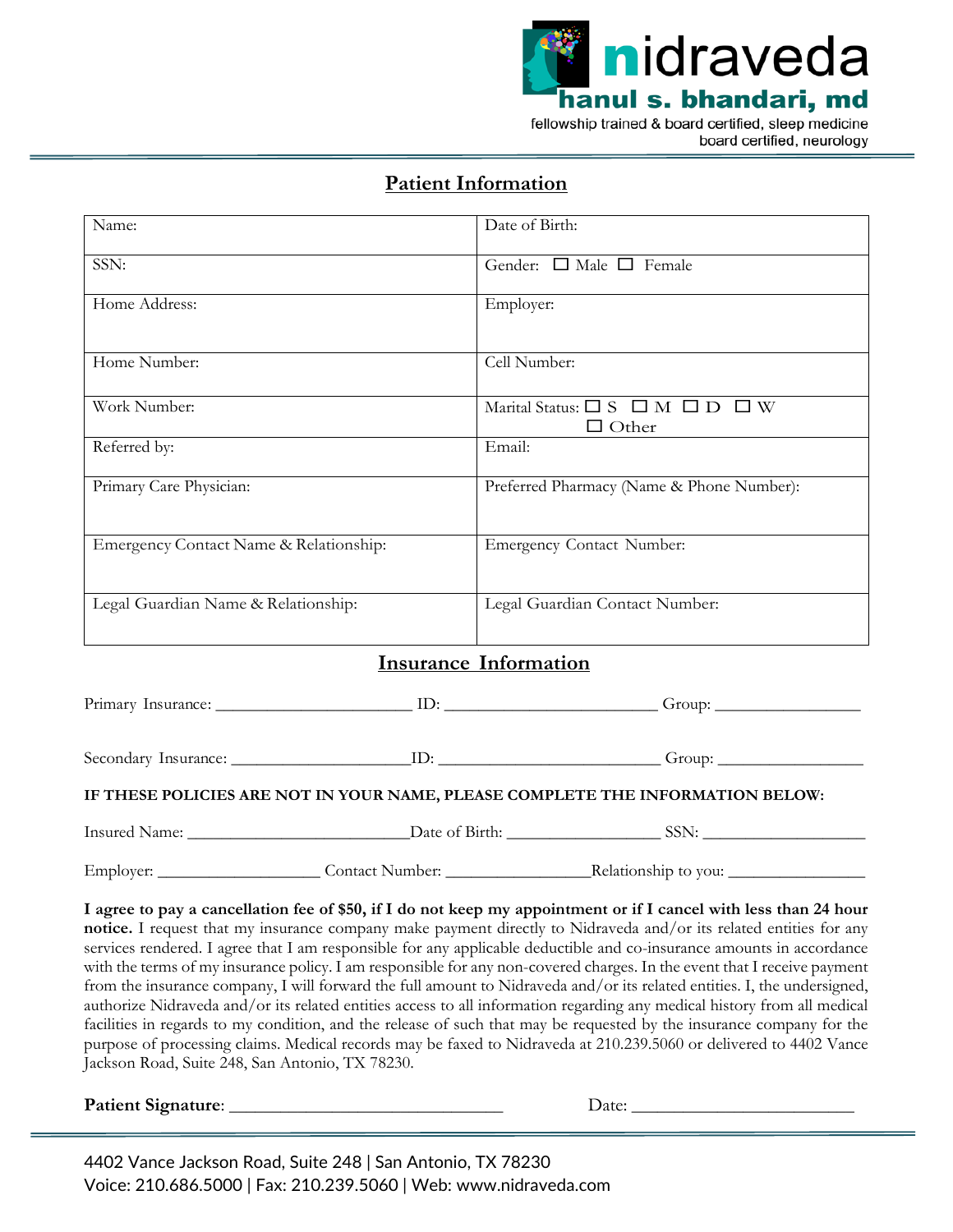nidraveda
hanul s. bhandari, md
fellowship trained & board certified, sleep medicine
board certified, neurology

## Patient Information

| Name: | Date of Birth: |
|---|---|
| SSN: | Gender: ☐ Male ☐ Female |
| Home Address: | Employer: |
| Home Number: | Cell Number: |
| Work Number: | Marital Status: ☐ S ☐ M ☐ D ☐ W ☐ Other |
| Referred by: | Email: |
| Primary Care Physician: | Preferred Pharmacy (Name & Phone Number): |
| Emergency Contact Name & Relationship: | Emergency Contact Number: |
| Legal Guardian Name & Relationship: | Legal Guardian Contact Number: |

## Insurance Information

Primary Insurance: _______________________ ID: _________________________ Group: _________________

Secondary Insurance: _____________________ID: __________________________ Group: _________________

**IF THESE POLICIES ARE NOT IN YOUR NAME, PLEASE COMPLETE THE INFORMATION BELOW:**

Insured Name: __________________________Date of Birth: __________________ SSN: ___________________

Employer: ___________________ Contact Number: _________________Relationship to you: ________________

**I agree to pay a cancellation fee of $50, if I do not keep my appointment or if I cancel with less than 24 hour notice.** I request that my insurance company make payment directly to Nidraveda and/or its related entities for any services rendered. I agree that I am responsible for any applicable deductible and co-insurance amounts in accordance with the terms of my insurance policy. I am responsible for any non-covered charges. In the event that I receive payment from the insurance company, I will forward the full amount to Nidraveda and/or its related entities. I, the undersigned, authorize Nidraveda and/or its related entities access to all information regarding any medical history from all medical facilities in regards to my condition, and the release of such that may be requested by the insurance company for the purpose of processing claims. Medical records may be faxed to Nidraveda at 210.239.5060 or delivered to 4402 Vance Jackson Road, Suite 248, San Antonio, TX 78230.

**Patient Signature**: ______________________________ Date: ________________________

4402 Vance Jackson Road, Suite 248 | San Antonio, TX 78230
Voice: 210.686.5000 | Fax: 210.239.5060 | Web: www.nidraveda.com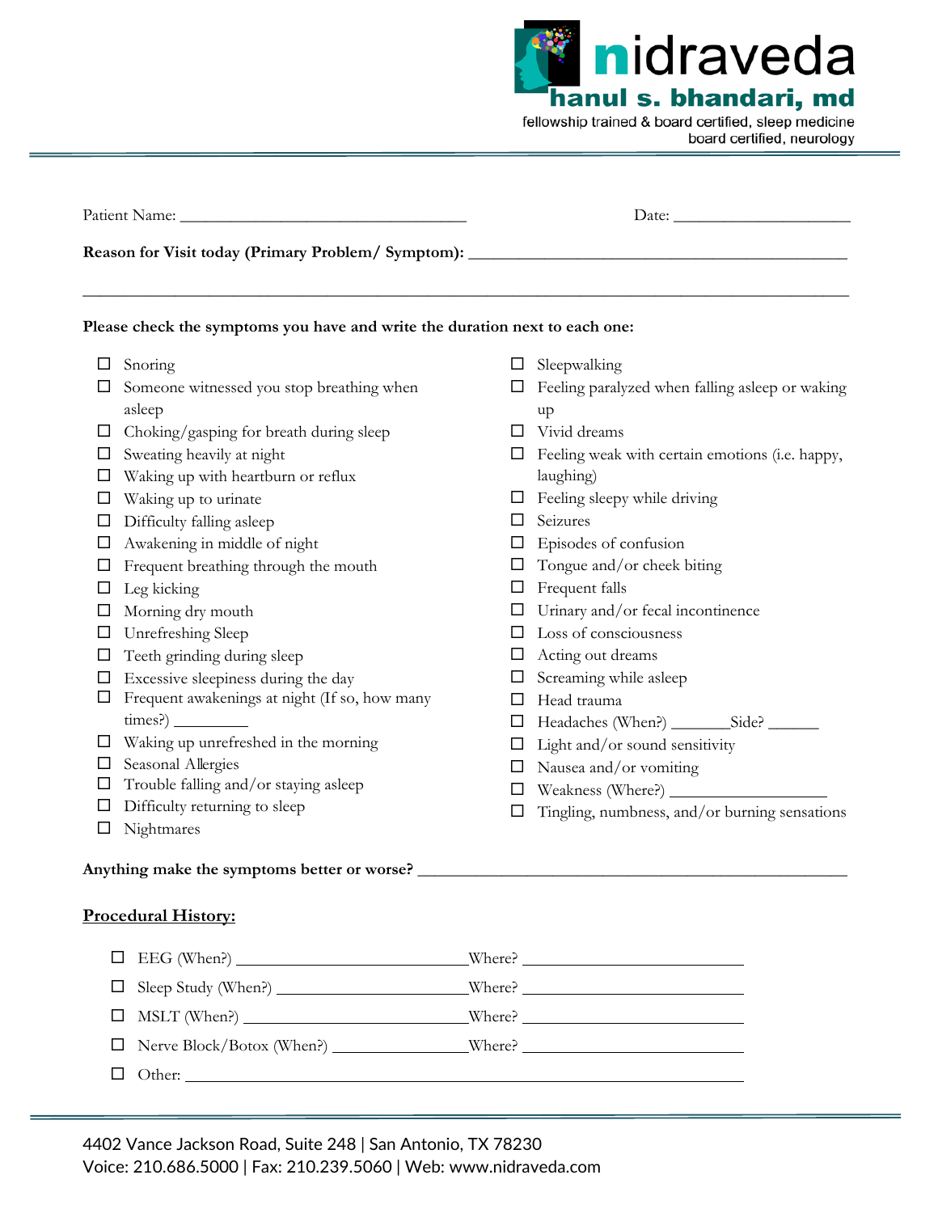**nidraveda**
**hanul s. bhandari, md**
fellowship trained & board certified, sleep medicine
board certified, neurology

Patient Name: ___________________________________ Date: _____________________

**Reason for Visit today (Primary Problem/ Symptom):** _____________________________________________

_____________________________________________________________________________________________

**Please check the symptoms you have and write the duration next to each one:**

- ☐ Snoring
- ☐ Someone witnessed you stop breathing when asleep
- ☐ Choking/gasping for breath during sleep
- ☐ Sweating heavily at night
- ☐ Waking up with heartburn or reflux
- ☐ Waking up to urinate
- ☐ Difficulty falling asleep
- ☐ Awakening in middle of night
- ☐ Frequent breathing through the mouth
- ☐ Leg kicking
- ☐ Morning dry mouth
- ☐ Unrefreshing Sleep
- ☐ Teeth grinding during sleep
- ☐ Excessive sleepiness during the day
- ☐ Frequent awakenings at night (If so, how many times?) _________
- ☐ Waking up unrefreshed in the morning
- ☐ Seasonal Allergies
- ☐ Trouble falling and/or staying asleep
- ☐ Difficulty returning to sleep
- ☐ Nightmares
- ☐ Sleepwalking
- ☐ Feeling paralyzed when falling asleep or waking up
- ☐ Vivid dreams
- ☐ Feeling weak with certain emotions (i.e. happy, laughing)
- ☐ Feeling sleepy while driving
- ☐ Seizures
- ☐ Episodes of confusion
- ☐ Tongue and/or cheek biting
- ☐ Frequent falls
- ☐ Urinary and/or fecal incontinence
- ☐ Loss of consciousness
- ☐ Acting out dreams
- ☐ Screaming while asleep
- ☐ Head trauma
- ☐ Headaches (When?) _______Side? ______
- ☐ Light and/or sound sensitivity
- ☐ Nausea and/or vomiting
- ☐ Weakness (Where?) ___________________
- ☐ Tingling, numbness, and/or burning sensations

**Anything make the symptoms better or worse?** ___________________________________________________

## <u>Procedural History:</u>

- ☐ EEG (When?) ___________________________Where? ___________________________
- ☐ Sleep Study (When?) ______________________Where? ___________________________
- ☐ MSLT (When?) __________________________Where? ___________________________
- ☐ Nerve Block/Botox (When?) ________________Where? ___________________________
- ☐ Other: ______________________________________________________________________

4402 Vance Jackson Road, Suite 248 | San Antonio, TX 78230
Voice: 210.686.5000 | Fax: 210.239.5060 | Web: www.nidraveda.com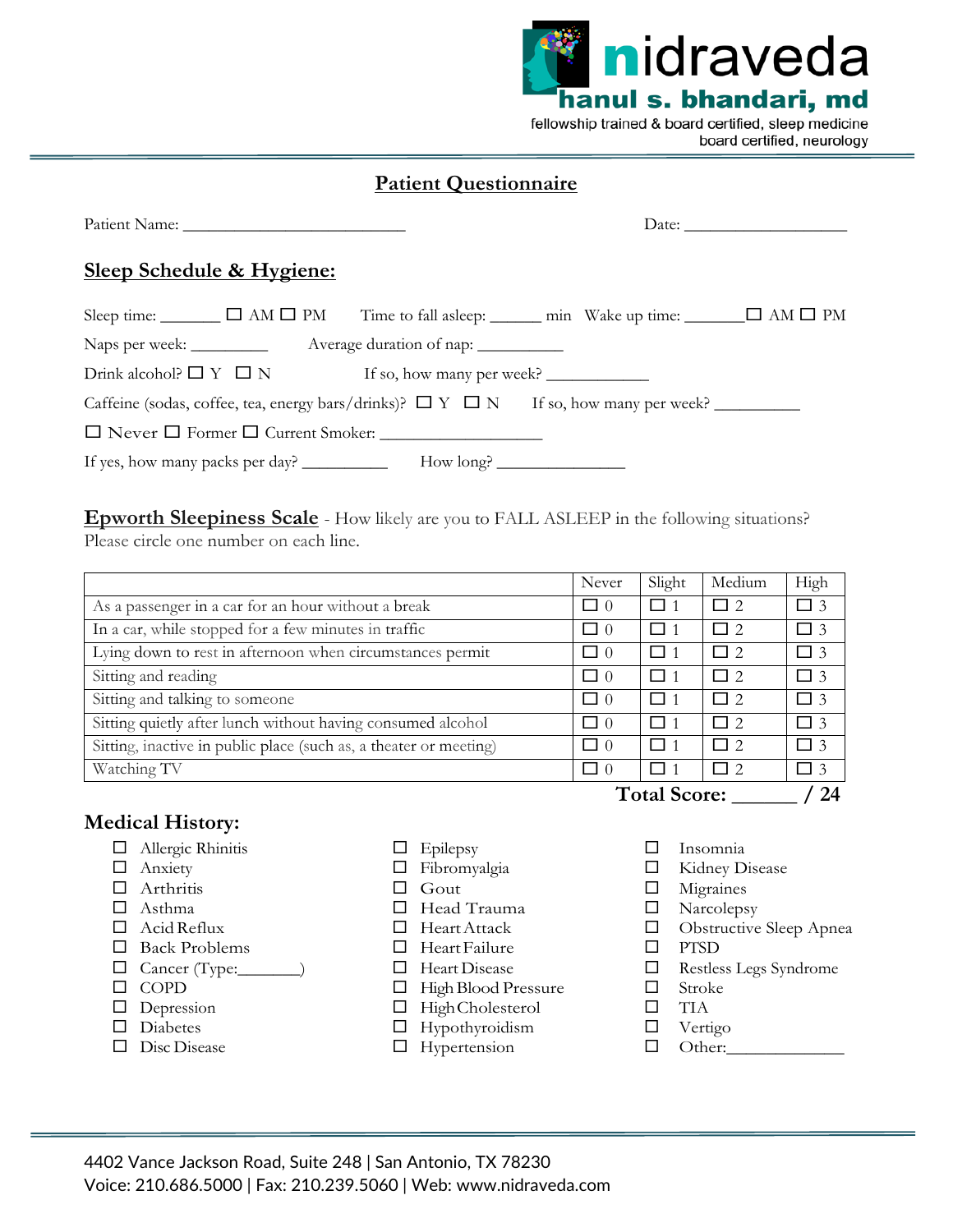nidraveda
**hanul s. bhandari, md**
fellowship trained & board certified, sleep medicine
board certified, neurology

# Patient Questionnaire

Patient Name: ___________________________ Date: ____________________

## Sleep Schedule & Hygiene:

Sleep time: _______ ☐ AM ☐ PM Time to fall asleep: ______ min Wake up time: _______☐ AM ☐ PM

Naps per week: _________ Average duration of nap: __________

Drink alcohol? ☐ Y ☐ N If so, how many per week? ____________

Caffeine (sodas, coffee, tea, energy bars/drinks)? ☐ Y ☐ N If so, how many per week? __________

☐ Never ☐ Former ☐ Current Smoker: ___________________

If yes, how many packs per day? __________ How long? _______________

## Epworth Sleepiness Scale - How likely are you to FALL ASLEEP in the following situations? Please circle one number on each line.

| | Never | Slight | Medium | High |
|---|---|---|---|---|
| As a passenger in a car for an hour without a break | ☐ 0 | ☐ 1 | ☐ 2 | ☐ 3 |
| In a car, while stopped for a few minutes in traffic | ☐ 0 | ☐ 1 | ☐ 2 | ☐ 3 |
| Lying down to rest in afternoon when circumstances permit | ☐ 0 | ☐ 1 | ☐ 2 | ☐ 3 |
| Sitting and reading | ☐ 0 | ☐ 1 | ☐ 2 | ☐ 3 |
| Sitting and talking to someone | ☐ 0 | ☐ 1 | ☐ 2 | ☐ 3 |
| Sitting quietly after lunch without having consumed alcohol | ☐ 0 | ☐ 1 | ☐ 2 | ☐ 3 |
| Sitting, inactive in public place (such as, a theater or meeting) | ☐ 0 | ☐ 1 | ☐ 2 | ☐ 3 |
| Watching TV | ☐ 0 | ☐ 1 | ☐ 2 | ☐ 3 |

**Total Score: ______ / 24**

## Medical History:

- ☐ Allergic Rhinitis
- ☐ Anxiety
- ☐ Arthritis
- ☐ Asthma
- ☐ Acid Reflux
- ☐ Back Problems
- ☐ Cancer (Type:_______)
- ☐ COPD
- ☐ Depression
- ☐ Diabetes
- ☐ Disc Disease
- ☐ Epilepsy
- ☐ Fibromyalgia
- ☐ Gout
- ☐ Head Trauma
- ☐ Heart Attack
- ☐ Heart Failure
- ☐ Heart Disease
- ☐ High Blood Pressure
- ☐ High Cholesterol
- ☐ Hypothyroidism
- ☐ Hypertension
- ☐ Insomnia
- ☐ Kidney Disease
- ☐ Migraines
- ☐ Narcolepsy
- ☐ Obstructive Sleep Apnea
- ☐ PTSD
- ☐ Restless Legs Syndrome
- ☐ Stroke
- ☐ TIA
- ☐ Vertigo
- ☐ Other:_____________

4402 Vance Jackson Road, Suite 248 | San Antonio, TX 78230
Voice: 210.686.5000 | Fax: 210.239.5060 | Web: www.nidraveda.com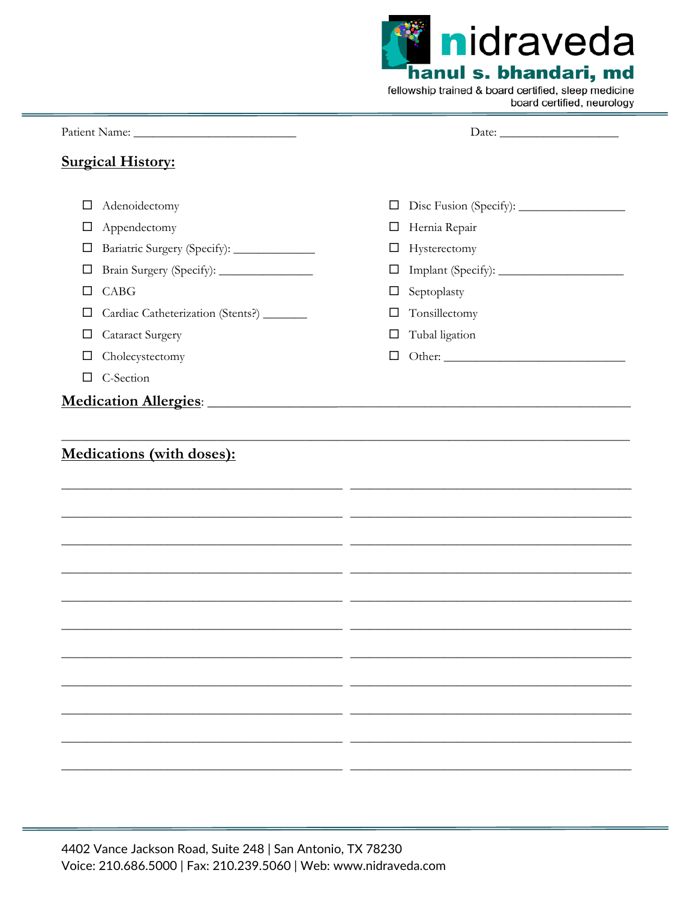nidraveda
hanul s. bhandari, md
fellowship trained & board certified, sleep medicine
board certified, neurology

Patient Name: ___________________________ Date: ____________________

## Surgical History:

- ☐ Adenoidectomy
- ☐ Appendectomy
- ☐ Bariatric Surgery (Specify): ______________
- ☐ Brain Surgery (Specify): ________________
- ☐ CABG
- ☐ Cardiac Catheterization (Stents?) ________
- ☐ Cataract Surgery
- ☐ Cholecystectomy
- ☐ C-Section
- ☐ Disc Fusion (Specify): __________________
- ☐ Hernia Repair
- ☐ Hysterectomy
- ☐ Implant (Specify): _____________________
- ☐ Septoplasty
- ☐ Tonsillectomy
- ☐ Tubal ligation
- ☐ Other: _______________________________

**Medication Allergies**: ________________________________________________________________

________________________________________________________________________________

## Medications (with doses):

_______________________________________________ _______________________________________________

_______________________________________________ _______________________________________________

_______________________________________________ _______________________________________________

_______________________________________________ _______________________________________________

_______________________________________________ _______________________________________________

_______________________________________________ _______________________________________________

_______________________________________________ _______________________________________________

_______________________________________________ _______________________________________________

_______________________________________________ _______________________________________________

_______________________________________________ _______________________________________________

_______________________________________________ _______________________________________________

4402 Vance Jackson Road, Suite 248 | San Antonio, TX 78230
Voice: 210.686.5000 | Fax: 210.239.5060 | Web: www.nidraveda.com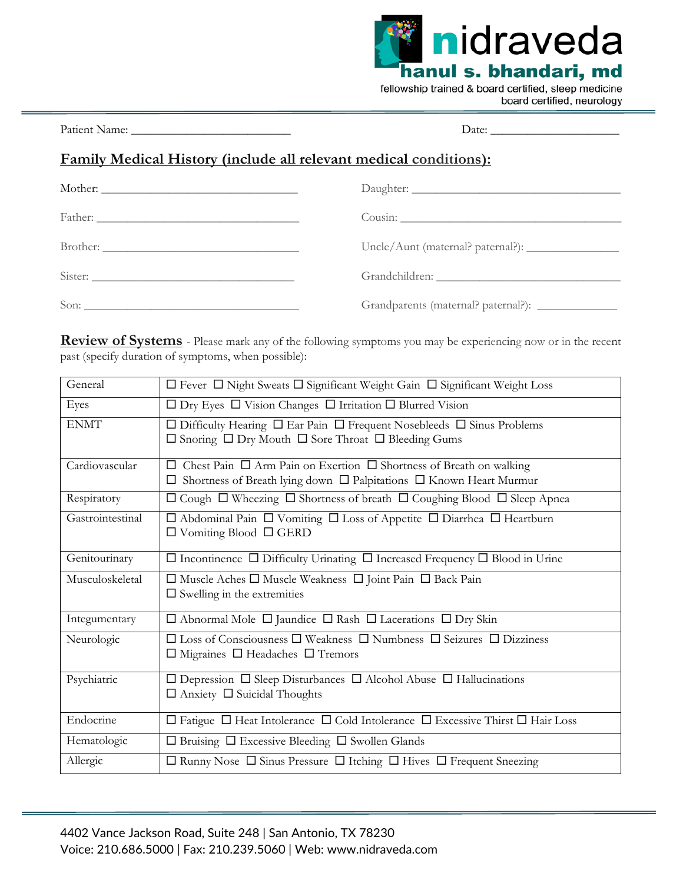**nidraveda**
**hanul s. bhandari, md**
fellowship trained & board certified, sleep medicine
board certified, neurology

Patient Name: ___________________________ Date: _____________________

## Family Medical History (include all relevant medical conditions):

Mother: ________________________________ Daughter: __________________________________

Father: ________________________________ Cousin: ____________________________________

Brother: _______________________________ Uncle/Aunt (maternal? paternal?): _______________

Sister: ________________________________ Grandchildren: ______________________________

Son: __________________________________ Grandparents (maternal? paternal?): _____________

## Review of Systems

- Please mark any of the following symptoms you may be experiencing now or in the recent past (specify duration of symptoms, when possible):

| | |
|---|---|
| General | ☐ Fever ☐ Night Sweats ☐ Significant Weight Gain ☐ Significant Weight Loss |
| Eyes | ☐ Dry Eyes ☐ Vision Changes ☐ Irritation ☐ Blurred Vision |
| ENMT | ☐ Difficulty Hearing ☐ Ear Pain ☐ Frequent Nosebleeds ☐ Sinus Problems ☐ Snoring ☐ Dry Mouth ☐ Sore Throat ☐ Bleeding Gums |
| Cardiovascular | ☐ Chest Pain ☐ Arm Pain on Exertion ☐ Shortness of Breath on walking ☐ Shortness of Breath lying down ☐ Palpitations ☐ Known Heart Murmur |
| Respiratory | ☐ Cough ☐ Wheezing ☐ Shortness of breath ☐ Coughing Blood ☐ Sleep Apnea |
| Gastrointestinal | ☐ Abdominal Pain ☐ Vomiting ☐ Loss of Appetite ☐ Diarrhea ☐ Heartburn ☐ Vomiting Blood ☐ GERD |
| Genitourinary | ☐ Incontinence ☐ Difficulty Urinating ☐ Increased Frequency ☐ Blood in Urine |
| Musculoskeletal | ☐ Muscle Aches ☐ Muscle Weakness ☐ Joint Pain ☐ Back Pain ☐ Swelling in the extremities |
| Integumentary | ☐ Abnormal Mole ☐ Jaundice ☐ Rash ☐ Lacerations ☐ Dry Skin |
| Neurologic | ☐ Loss of Consciousness ☐ Weakness ☐ Numbness ☐ Seizures ☐ Dizziness ☐ Migraines ☐ Headaches ☐ Tremors |
| Psychiatric | ☐ Depression ☐ Sleep Disturbances ☐ Alcohol Abuse ☐ Hallucinations ☐ Anxiety ☐ Suicidal Thoughts |
| Endocrine | ☐ Fatigue ☐ Heat Intolerance ☐ Cold Intolerance ☐ Excessive Thirst ☐ Hair Loss |
| Hematologic | ☐ Bruising ☐ Excessive Bleeding ☐ Swollen Glands |
| Allergic | ☐ Runny Nose ☐ Sinus Pressure ☐ Itching ☐ Hives ☐ Frequent Sneezing |

4402 Vance Jackson Road, Suite 248 | San Antonio, TX 78230
Voice: 210.686.5000 | Fax: 210.239.5060 | Web: www.nidraveda.com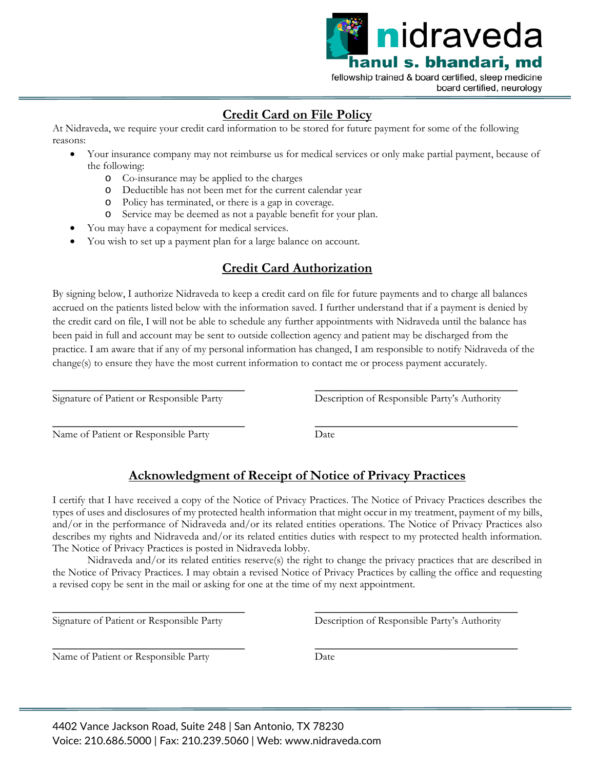nidraveda
hanul s. bhandari, md
fellowship trained & board certified, sleep medicine
board certified, neurology

## Credit Card on File Policy

At Nidraveda, we require your credit card information to be stored for future payment for some of the following reasons:

- Your insurance company may not reimburse us for medical services or only make partial payment, because of the following:
  - Co-insurance may be applied to the charges
  - Deductible has not been met for the current calendar year
  - Policy has terminated, or there is a gap in coverage.
  - Service may be deemed as not a payable benefit for your plan.
- You may have a copayment for medical services.
- You wish to set up a payment plan for a large balance on account.

## Credit Card Authorization

By signing below, I authorize Nidraveda to keep a credit card on file for future payments and to charge all balances accrued on the patients listed below with the information saved. I further understand that if a payment is denied by the credit card on file, I will not be able to schedule any further appointments with Nidraveda until the balance has been paid in full and account may be sent to outside collection agency and patient may be discharged from the practice. I am aware that if any of my personal information has changed, I am responsible to notify Nidraveda of the change(s) to ensure they have the most current information to contact me or process payment accurately.

\_\_\_\_\_\_\_\_\_\_\_\_\_\_\_\_\_\_\_\_\_\_\_\_\_\_\_\_\_\_\_\_
Signature of Patient or Responsible Party

\_\_\_\_\_\_\_\_\_\_\_\_\_\_\_\_\_\_\_\_\_\_\_\_\_\_\_\_\_\_\_\_
Description of Responsible Party's Authority

\_\_\_\_\_\_\_\_\_\_\_\_\_\_\_\_\_\_\_\_\_\_\_\_\_\_\_\_\_\_\_\_
Name of Patient or Responsible Party

\_\_\_\_\_\_\_\_\_\_\_\_\_\_\_\_\_\_\_\_\_\_\_\_\_\_\_\_\_\_\_\_
Date

## Acknowledgment of Receipt of Notice of Privacy Practices

I certify that I have received a copy of the Notice of Privacy Practices. The Notice of Privacy Practices describes the types of uses and disclosures of my protected health information that might occur in my treatment, payment of my bills, and/or in the performance of Nidraveda and/or its related entities operations. The Notice of Privacy Practices also describes my rights and Nidraveda and/or its related entities duties with respect to my protected health information. The Notice of Privacy Practices is posted in Nidraveda lobby.

Nidraveda and/or its related entities reserve(s) the right to change the privacy practices that are described in the Notice of Privacy Practices. I may obtain a revised Notice of Privacy Practices by calling the office and requesting a revised copy be sent in the mail or asking for one at the time of my next appointment.

\_\_\_\_\_\_\_\_\_\_\_\_\_\_\_\_\_\_\_\_\_\_\_\_\_\_\_\_\_\_\_\_
Signature of Patient or Responsible Party

\_\_\_\_\_\_\_\_\_\_\_\_\_\_\_\_\_\_\_\_\_\_\_\_\_\_\_\_\_\_\_\_
Description of Responsible Party's Authority

\_\_\_\_\_\_\_\_\_\_\_\_\_\_\_\_\_\_\_\_\_\_\_\_\_\_\_\_\_\_\_\_
Name of Patient or Responsible Party

\_\_\_\_\_\_\_\_\_\_\_\_\_\_\_\_\_\_\_\_\_\_\_\_\_\_\_\_\_\_\_\_
Date

4402 Vance Jackson Road, Suite 248 | San Antonio, TX 78230
Voice: 210.686.5000 | Fax: 210.239.5060 | Web: www.nidraveda.com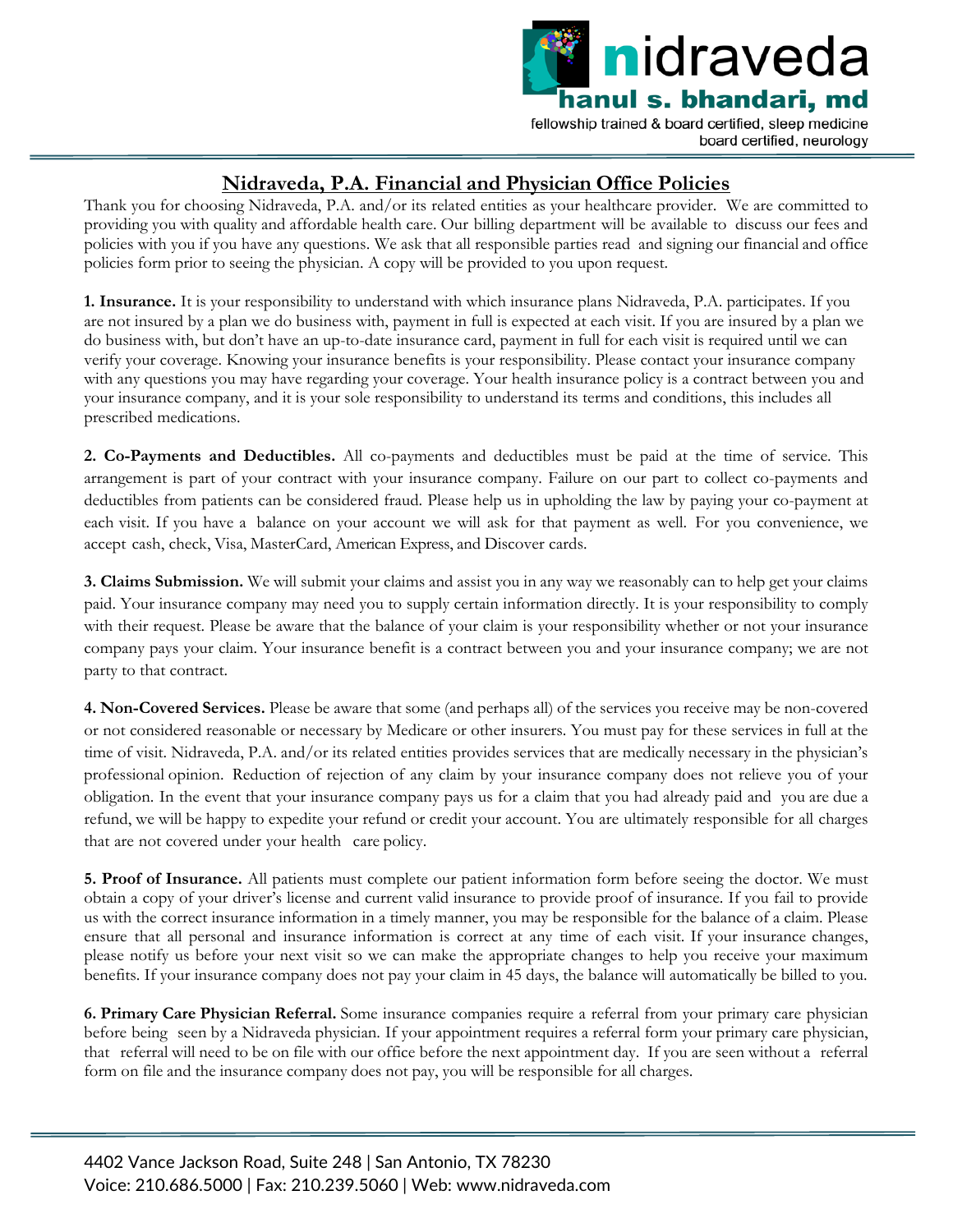# Nidraveda, P.A. Financial and Physician Office Policies

Thank you for choosing Nidraveda, P.A. and/or its related entities as your healthcare provider. We are committed to providing you with quality and affordable health care. Our billing department will be available to discuss our fees and policies with you if you have any questions. We ask that all responsible parties read and signing our financial and office policies form prior to seeing the physician. A copy will be provided to you upon request.

**1. Insurance.** It is your responsibility to understand with which insurance plans Nidraveda, P.A. participates. If you are not insured by a plan we do business with, payment in full is expected at each visit. If you are insured by a plan we do business with, but don't have an up-to-date insurance card, payment in full for each visit is required until we can verify your coverage. Knowing your insurance benefits is your responsibility. Please contact your insurance company with any questions you may have regarding your coverage. Your health insurance policy is a contract between you and your insurance company, and it is your sole responsibility to understand its terms and conditions, this includes all prescribed medications.

**2. Co-Payments and Deductibles.** All co-payments and deductibles must be paid at the time of service. This arrangement is part of your contract with your insurance company. Failure on our part to collect co-payments and deductibles from patients can be considered fraud. Please help us in upholding the law by paying your co-payment at each visit. If you have a balance on your account we will ask for that payment as well. For you convenience, we accept cash, check, Visa, MasterCard, American Express, and Discover cards.

**3. Claims Submission.** We will submit your claims and assist you in any way we reasonably can to help get your claims paid. Your insurance company may need you to supply certain information directly. It is your responsibility to comply with their request. Please be aware that the balance of your claim is your responsibility whether or not your insurance company pays your claim. Your insurance benefit is a contract between you and your insurance company; we are not party to that contract.

**4. Non-Covered Services.** Please be aware that some (and perhaps all) of the services you receive may be non-covered or not considered reasonable or necessary by Medicare or other insurers. You must pay for these services in full at the time of visit. Nidraveda, P.A. and/or its related entities provides services that are medically necessary in the physician's professional opinion. Reduction of rejection of any claim by your insurance company does not relieve you of your obligation. In the event that your insurance company pays us for a claim that you had already paid and you are due a refund, we will be happy to expedite your refund or credit your account. You are ultimately responsible for all charges that are not covered under your health care policy.

**5. Proof of Insurance.** All patients must complete our patient information form before seeing the doctor. We must obtain a copy of your driver's license and current valid insurance to provide proof of insurance. If you fail to provide us with the correct insurance information in a timely manner, you may be responsible for the balance of a claim. Please ensure that all personal and insurance information is correct at any time of each visit. If your insurance changes, please notify us before your next visit so we can make the appropriate changes to help you receive your maximum benefits. If your insurance company does not pay your claim in 45 days, the balance will automatically be billed to you.

**6. Primary Care Physician Referral.** Some insurance companies require a referral from your primary care physician before being seen by a Nidraveda physician. If your appointment requires a referral form your primary care physician, that referral will need to be on file with our office before the next appointment day. If you are seen without a referral form on file and the insurance company does not pay, you will be responsible for all charges.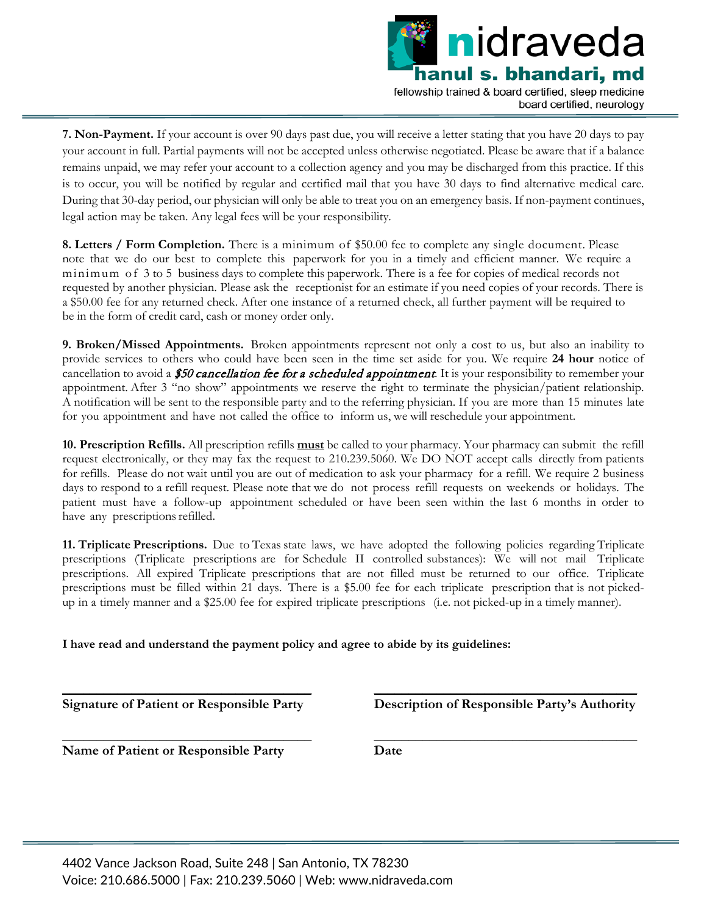**7. Non-Payment.** If your account is over 90 days past due, you will receive a letter stating that you have 20 days to pay your account in full. Partial payments will not be accepted unless otherwise negotiated. Please be aware that if a balance remains unpaid, we may refer your account to a collection agency and you may be discharged from this practice. If this is to occur, you will be notified by regular and certified mail that you have 30 days to find alternative medical care. During that 30-day period, our physician will only be able to treat you on an emergency basis. If non-payment continues, legal action may be taken. Any legal fees will be your responsibility.

**8. Letters / Form Completion.** There is a minimum of $50.00 fee to complete any single document. Please note that we do our best to complete this paperwork for you in a timely and efficient manner. We require a minimum of 3 to 5 business days to complete this paperwork. There is a fee for copies of medical records not requested by another physician. Please ask the receptionist for an estimate if you need copies of your records. There is a $50.00 fee for any returned check. After one instance of a returned check, all further payment will be required to be in the form of credit card, cash or money order only.

**9. Broken/Missed Appointments.** Broken appointments represent not only a cost to us, but also an inability to provide services to others who could have been seen in the time set aside for you. We require **24 hour** notice of cancellation to avoid a *$50 cancellation fee for a scheduled appointment*. It is your responsibility to remember your appointment. After 3 "no show" appointments we reserve the right to terminate the physician/patient relationship. A notification will be sent to the responsible party and to the referring physician. If you are more than 15 minutes late for you appointment and have not called the office to inform us, we will reschedule your appointment.

**10. Prescription Refills.** All prescription refills **must** be called to your pharmacy. Your pharmacy can submit the refill request electronically, or they may fax the request to 210.239.5060. We DO NOT accept calls directly from patients for refills. Please do not wait until you are out of medication to ask your pharmacy for a refill. We require 2 business days to respond to a refill request. Please note that we do not process refill requests on weekends or holidays. The patient must have a follow-up appointment scheduled or have been seen within the last 6 months in order to have any prescriptions refilled.

**11. Triplicate Prescriptions.** Due to Texas state laws, we have adopted the following policies regarding Triplicate prescriptions (Triplicate prescriptions are for Schedule II controlled substances): We will not mail Triplicate prescriptions. All expired Triplicate prescriptions that are not filled must be returned to our office. Triplicate prescriptions must be filled within 21 days. There is a $5.00 fee for each triplicate prescription that is not picked-up in a timely manner and a $25.00 fee for expired triplicate prescriptions (i.e. not picked-up in a timely manner).

**I have read and understand the payment policy and agree to abide by its guidelines:**

\_\_\_\_\_\_\_\_\_\_\_\_\_\_\_\_\_\_\_\_\_\_\_\_\_\_\_\_\_\_\_\_\_\_\_\_
**Signature of Patient or Responsible Party**

\_\_\_\_\_\_\_\_\_\_\_\_\_\_\_\_\_\_\_\_\_\_\_\_\_\_\_\_\_\_\_\_\_\_\_\_
**Description of Responsible Party's Authority**

\_\_\_\_\_\_\_\_\_\_\_\_\_\_\_\_\_\_\_\_\_\_\_\_\_\_\_\_\_\_\_\_\_\_\_\_
**Name of Patient or Responsible Party**

\_\_\_\_\_\_\_\_\_\_\_\_\_\_\_\_\_\_\_\_\_\_\_\_\_\_\_\_\_\_\_\_\_\_\_\_
**Date**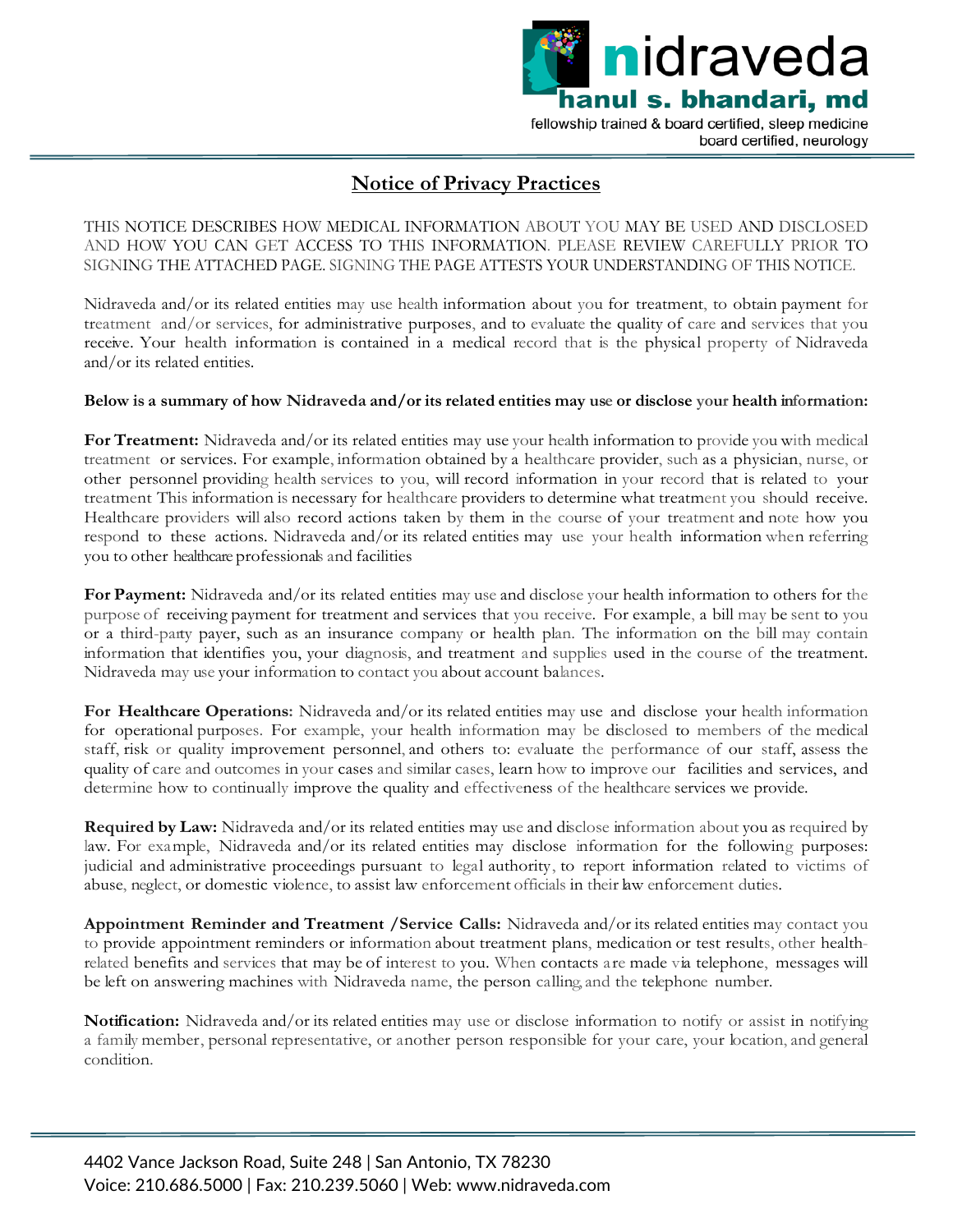nidraveda

hanul s. bhandari, md

fellowship trained & board certified, sleep medicine
board certified, neurology

# Notice of Privacy Practices

THIS NOTICE DESCRIBES HOW MEDICAL INFORMATION ABOUT YOU MAY BE USED AND DISCLOSED AND HOW YOU CAN GET ACCESS TO THIS INFORMATION. PLEASE REVIEW CAREFULLY PRIOR TO SIGNING THE ATTACHED PAGE. SIGNING THE PAGE ATTESTS YOUR UNDERSTANDING OF THIS NOTICE.

Nidraveda and/or its related entities may use health information about you for treatment, to obtain payment for treatment and/or services, for administrative purposes, and to evaluate the quality of care and services that you receive. Your health information is contained in a medical record that is the physical property of Nidraveda and/or its related entities.

**Below is a summary of how Nidraveda and/or its related entities may use or disclose your health information:**

**For Treatment:** Nidraveda and/or its related entities may use your health information to provide you with medical treatment or services. For example, information obtained by a healthcare provider, such as a physician, nurse, or other personnel providing health services to you, will record information in your record that is related to your treatment This information is necessary for healthcare providers to determine what treatment you should receive. Healthcare providers will also record actions taken by them in the course of your treatment and note how you respond to these actions. Nidraveda and/or its related entities may use your health information when referring you to other healthcare professionals and facilities

**For Payment:** Nidraveda and/or its related entities may use and disclose your health information to others for the purpose of receiving payment for treatment and services that you receive. For example, a bill may be sent to you or a third-party payer, such as an insurance company or health plan. The information on the bill may contain information that identifies you, your diagnosis, and treatment and supplies used in the course of the treatment. Nidraveda may use your information to contact you about account balances.

**For Healthcare Operations:** Nidraveda and/or its related entities may use and disclose your health information for operational purposes. For example, your health information may be disclosed to members of the medical staff, risk or quality improvement personnel, and others to: evaluate the performance of our staff, assess the quality of care and outcomes in your cases and similar cases, learn how to improve our facilities and services, and determine how to continually improve the quality and effectiveness of the healthcare services we provide.

**Required by Law:** Nidraveda and/or its related entities may use and disclose information about you as required by law. For example, Nidraveda and/or its related entities may disclose information for the following purposes: judicial and administrative proceedings pursuant to legal authority, to report information related to victims of abuse, neglect, or domestic violence, to assist law enforcement officials in their law enforcement duties.

**Appointment Reminder and Treatment /Service Calls:** Nidraveda and/or its related entities may contact you to provide appointment reminders or information about treatment plans, medication or test results, other health-related benefits and services that may be of interest to you. When contacts are made via telephone, messages will be left on answering machines with Nidraveda name, the person calling, and the telephone number.

**Notification:** Nidraveda and/or its related entities may use or disclose information to notify or assist in notifying a family member, personal representative, or another person responsible for your care, your location, and general condition.

4402 Vance Jackson Road, Suite 248 | San Antonio, TX 78230
Voice: 210.686.5000 | Fax: 210.239.5060 | Web: www.nidraveda.com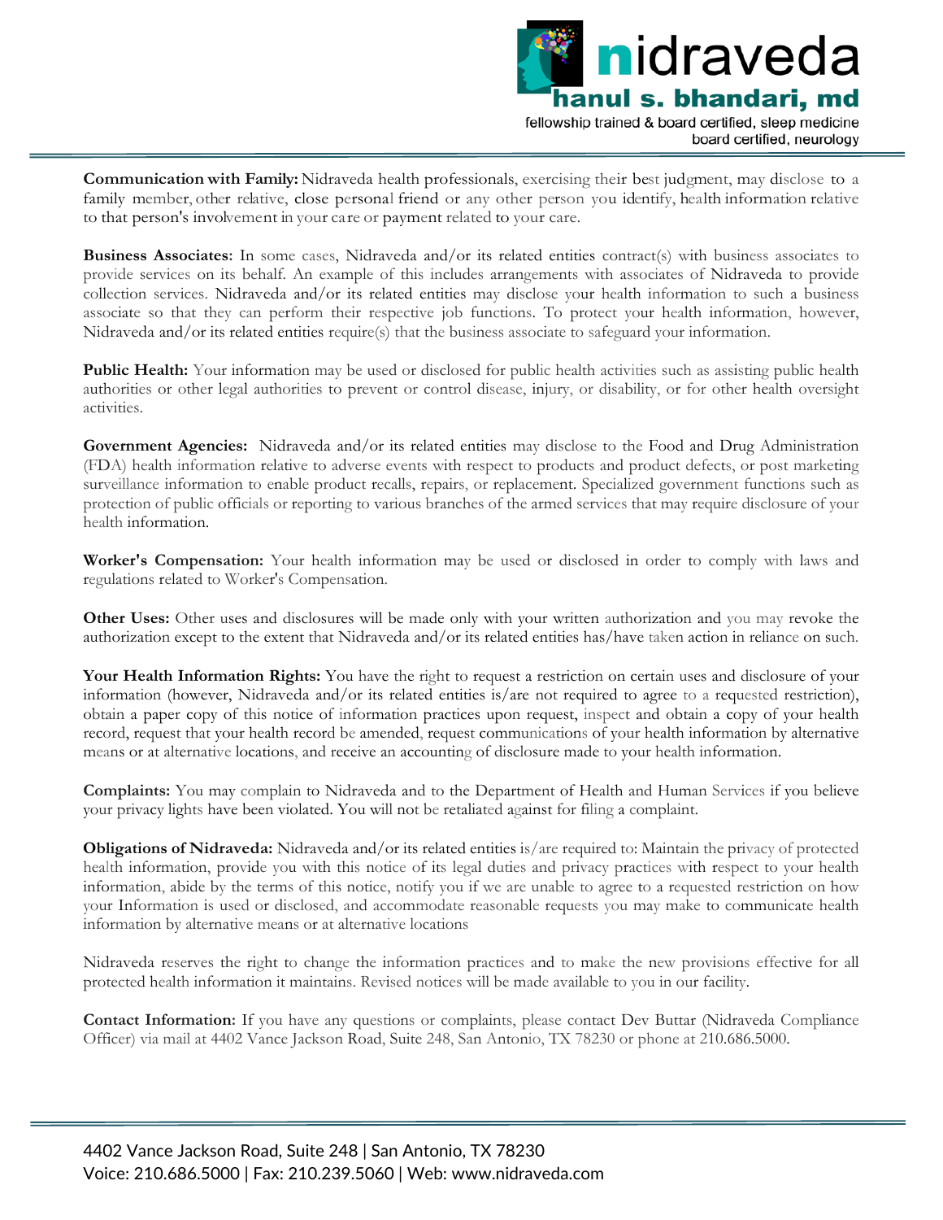**Communication with Family:** Nidraveda health professionals, exercising their best judgment, may disclose to a family member, other relative, close personal friend or any other person you identify, health information relative to that person's involvement in your care or payment related to your care.

**Business Associates:** In some cases, Nidraveda and/or its related entities contract(s) with business associates to provide services on its behalf. An example of this includes arrangements with associates of Nidraveda to provide collection services. Nidraveda and/or its related entities may disclose your health information to such a business associate so that they can perform their respective job functions. To protect your health information, however, Nidraveda and/or its related entities require(s) that the business associate to safeguard your information.

**Public Health:** Your information may be used or disclosed for public health activities such as assisting public health authorities or other legal authorities to prevent or control disease, injury, or disability, or for other health oversight activities.

**Government Agencies:** Nidraveda and/or its related entities may disclose to the Food and Drug Administration (FDA) health information relative to adverse events with respect to products and product defects, or post marketing surveillance information to enable product recalls, repairs, or replacement. Specialized government functions such as protection of public officials or reporting to various branches of the armed services that may require disclosure of your health information.

**Worker's Compensation:** Your health information may be used or disclosed in order to comply with laws and regulations related to Worker's Compensation.

**Other Uses:** Other uses and disclosures will be made only with your written authorization and you may revoke the authorization except to the extent that Nidraveda and/or its related entities has/have taken action in reliance on such.

**Your Health Information Rights:** You have the right to request a restriction on certain uses and disclosure of your information (however, Nidraveda and/or its related entities is/are not required to agree to a requested restriction), obtain a paper copy of this notice of information practices upon request, inspect and obtain a copy of your health record, request that your health record be amended, request communications of your health information by alternative means or at alternative locations, and receive an accounting of disclosure made to your health information.

**Complaints:** You may complain to Nidraveda and to the Department of Health and Human Services if you believe your privacy lights have been violated. You will not be retaliated against for filing a complaint.

**Obligations of Nidraveda:** Nidraveda and/or its related entities is/are required to: Maintain the privacy of protected health information, provide you with this notice of its legal duties and privacy practices with respect to your health information, abide by the terms of this notice, notify you if we are unable to agree to a requested restriction on how your Information is used or disclosed, and accommodate reasonable requests you may make to communicate health information by alternative means or at alternative locations

Nidraveda reserves the right to change the information practices and to make the new provisions effective for all protected health information it maintains. Revised notices will be made available to you in our facility.

**Contact Information:** If you have any questions or complaints, please contact Dev Buttar (Nidraveda Compliance Officer) via mail at 4402 Vance Jackson Road, Suite 248, San Antonio, TX 78230 or phone at 210.686.5000.